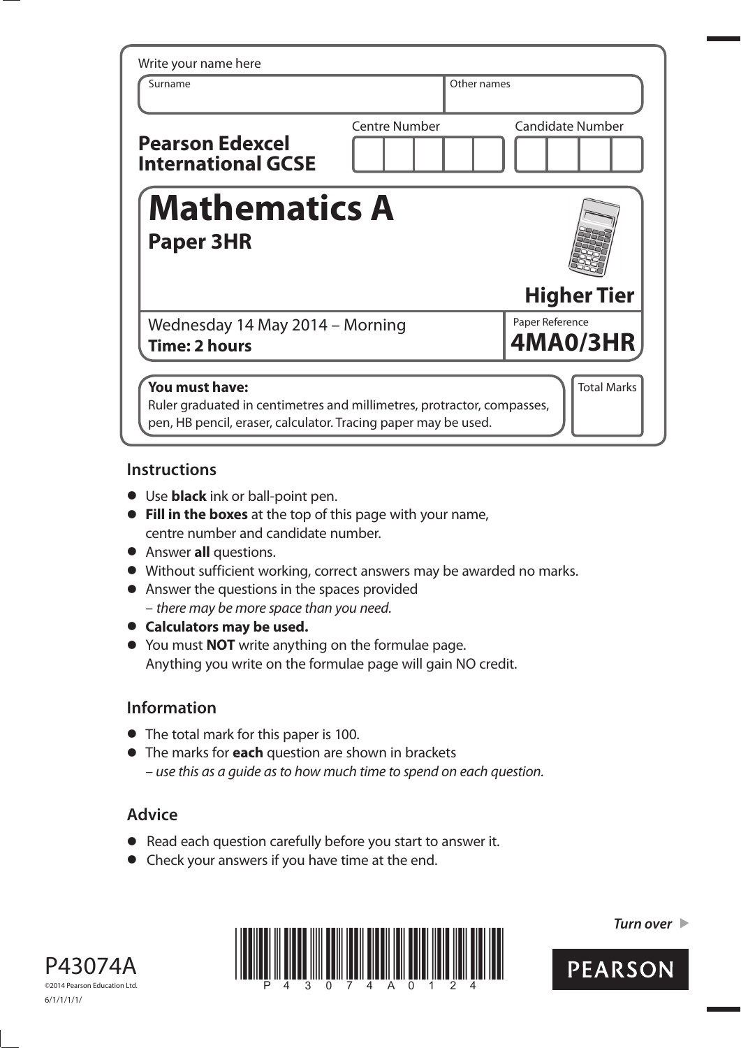Write your name here

| Surname | Other names |
|---|---|
| | |

**Pearson Edexcel International GCSE**

Centre Number

Candidate Number

# Mathematics A

## Paper 3HR

**Higher Tier**

Wednesday 14 May 2014 – Morning

**Time: 2 hours**

Paper Reference

**4MA0/3HR**

**You must have:**
Ruler graduated in centimetres and millimetres, protractor, compasses, pen, HB pencil, eraser, calculator. Tracing paper may be used.

Total Marks

## Instructions

- Use **black** ink or ball-point pen.
- **Fill in the boxes** at the top of this page with your name, centre number and candidate number.
- Answer **all** questions.
- Without sufficient working, correct answers may be awarded no marks.
- Answer the questions in the spaces provided
  – *there may be more space than you need.*
- **Calculators may be used.**
- You must **NOT** write anything on the formulae page. Anything you write on the formulae page will gain NO credit.

## Information

- The total mark for this paper is 100.
- The marks for **each** question are shown in brackets
  – *use this as a guide as to how much time to spend on each question.*

## Advice

- Read each question carefully before you start to answer it.
- Check your answers if you have time at the end.

*Turn over* ▶

P43074A

©2014 Pearson Education Ltd.

6/1/1/1/1/

P 4 3 0 7 4 A 0 1 2 4

PEARSON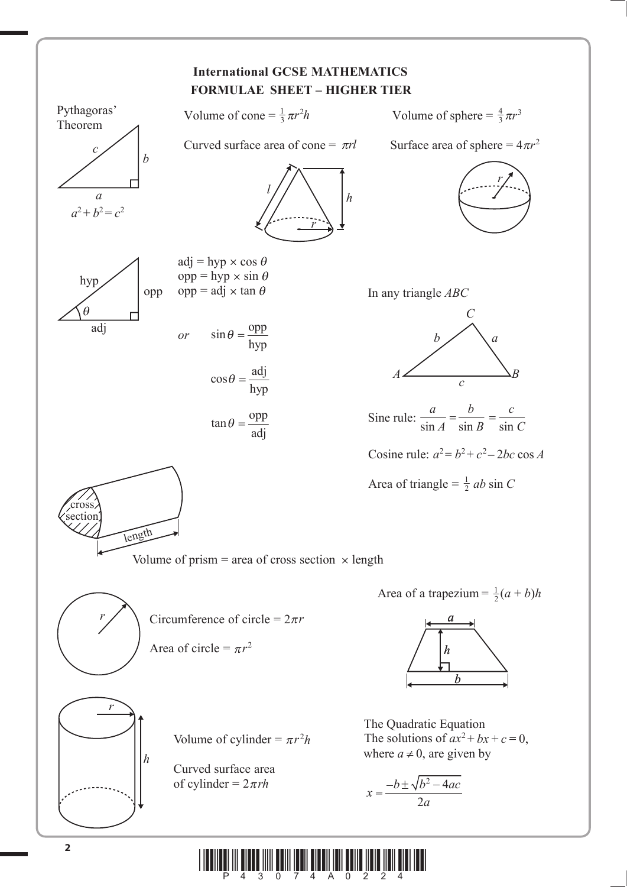# International GCSE MATHEMATICS
## FORMULAE SHEET – HIGHER TIER

**Pythagoras' Theorem**

$a^2 + b^2 = c^2$

Volume of cone $= \frac{1}{3}\pi r^2 h$

Curved surface area of cone $= \pi r l$

Volume of sphere $= \frac{4}{3}\pi r^3$

Surface area of sphere $= 4\pi r^2$

adj = hyp $\times \cos\theta$
opp = hyp $\times \sin\theta$
opp = adj $\times \tan\theta$

*or* $\sin\theta = \dfrac{\text{opp}}{\text{hyp}}$

$\cos\theta = \dfrac{\text{adj}}{\text{hyp}}$

$\tan\theta = \dfrac{\text{opp}}{\text{adj}}$

In any triangle $ABC$

Sine rule: $\dfrac{a}{\sin A} = \dfrac{b}{\sin B} = \dfrac{c}{\sin C}$

Cosine rule: $a^2 = b^2 + c^2 - 2bc\cos A$

Area of triangle $= \frac{1}{2}ab\sin C$

Volume of prism = area of cross section $\times$ length

Area of a trapezium $= \frac{1}{2}(a + b)h$

Circumference of circle $= 2\pi r$

Area of circle $= \pi r^2$

Volume of cylinder $= \pi r^2 h$

Curved surface area of cylinder $= 2\pi r h$

The Quadratic Equation
The solutions of $ax^2 + bx + c = 0$, where $a \neq 0$, are given by

$$x = \frac{-b \pm \sqrt{b^2 - 4ac}}{2a}$$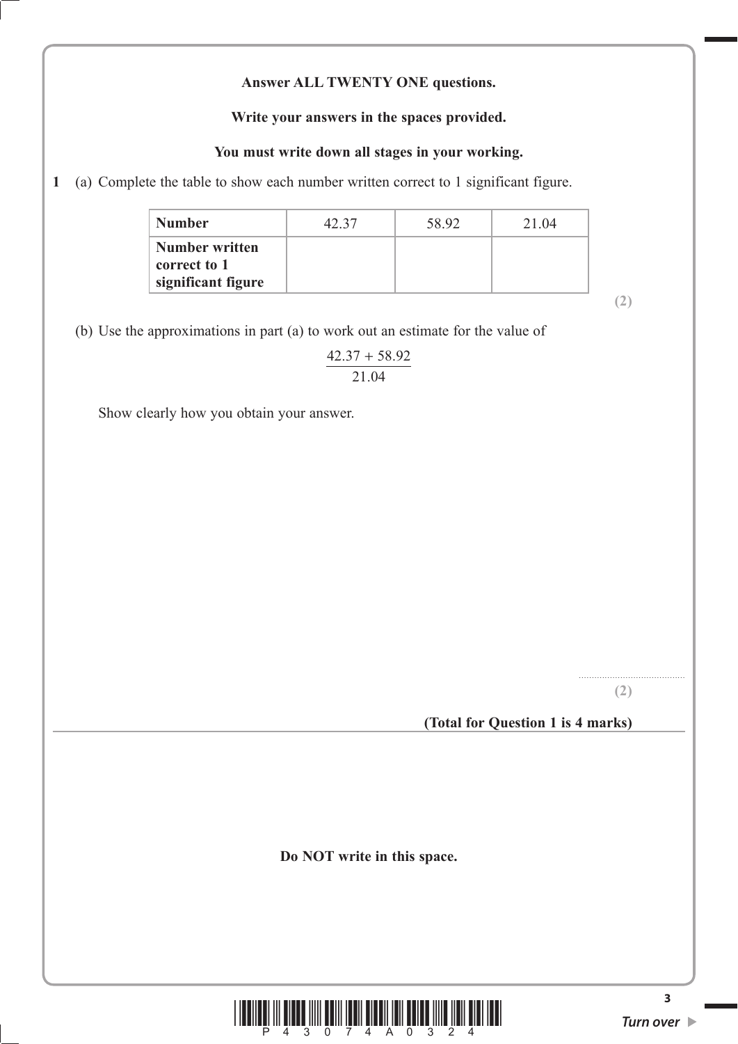**Answer ALL TWENTY ONE questions.**

**Write your answers in the spaces provided.**

**You must write down all stages in your working.**

**1** (a) Complete the table to show each number written correct to 1 significant figure.

| **Number** | 42.37 | 58.92 | 21.04 |
|---|---|---|---|
| **Number written correct to 1 significant figure** | | | |

**(2)**

(b) Use the approximations in part (a) to work out an estimate for the value of

$$\frac{42.37 + 58.92}{21.04}$$

Show clearly how you obtain your answer.

..........................................

**(2)**

**(Total for Question 1 is 4 marks)**

**Do NOT write in this space.**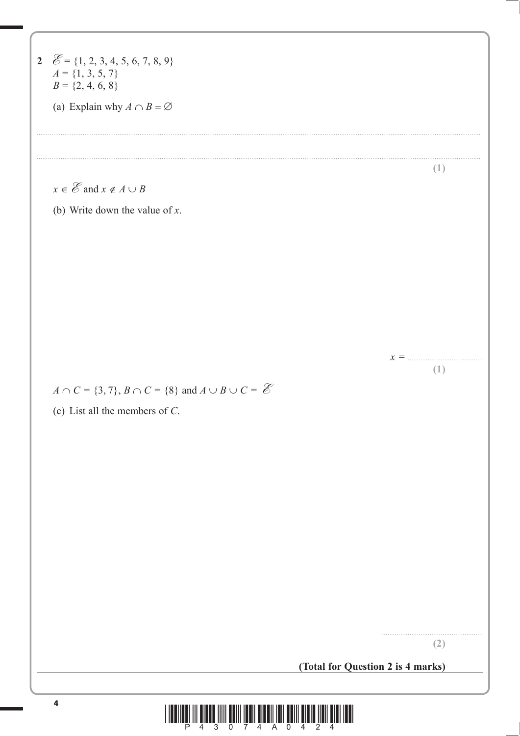**2** $\mathscr{E} = \{1, 2, 3, 4, 5, 6, 7, 8, 9\}$
$A = \{1, 3, 5, 7\}$
$B = \{2, 4, 6, 8\}$

(a) Explain why $A \cap B = \varnothing$

..............................................................................................................................................................................

..............................................................................................................................................................................

**(1)**

$x \in \mathscr{E}$ and $x \notin A \cup B$

(b) Write down the value of $x$.

$x =$ ......................................

**(1)**

$A \cap C = \{3, 7\}$, $B \cap C = \{8\}$ and $A \cup B \cup C = \mathscr{E}$

(c) List all the members of $C$.

......................................................

**(2)**

**(Total for Question 2 is 4 marks)**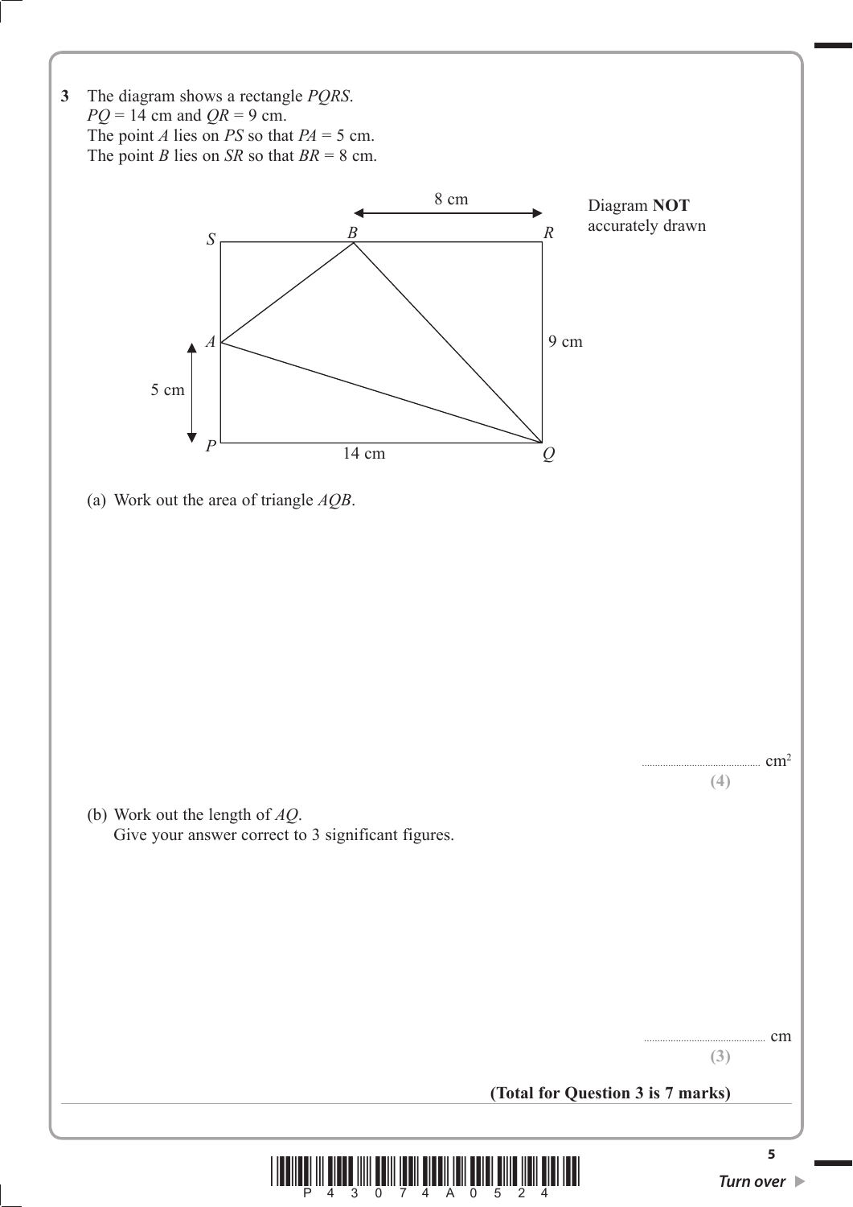**3** The diagram shows a rectangle *PQRS*.
$PQ = 14$ cm and $QR = 9$ cm.
The point *A* lies on *PS* so that $PA = 5$ cm.
The point *B* lies on *SR* so that $BR = 8$ cm.

Diagram **NOT** accurately drawn

(a) Work out the area of triangle *AQB*.

.......................................... $cm^2$

**(4)**

(b) Work out the length of *AQ*.
Give your answer correct to 3 significant figures.

.......................................... cm

**(3)**

**(Total for Question 3 is 7 marks)**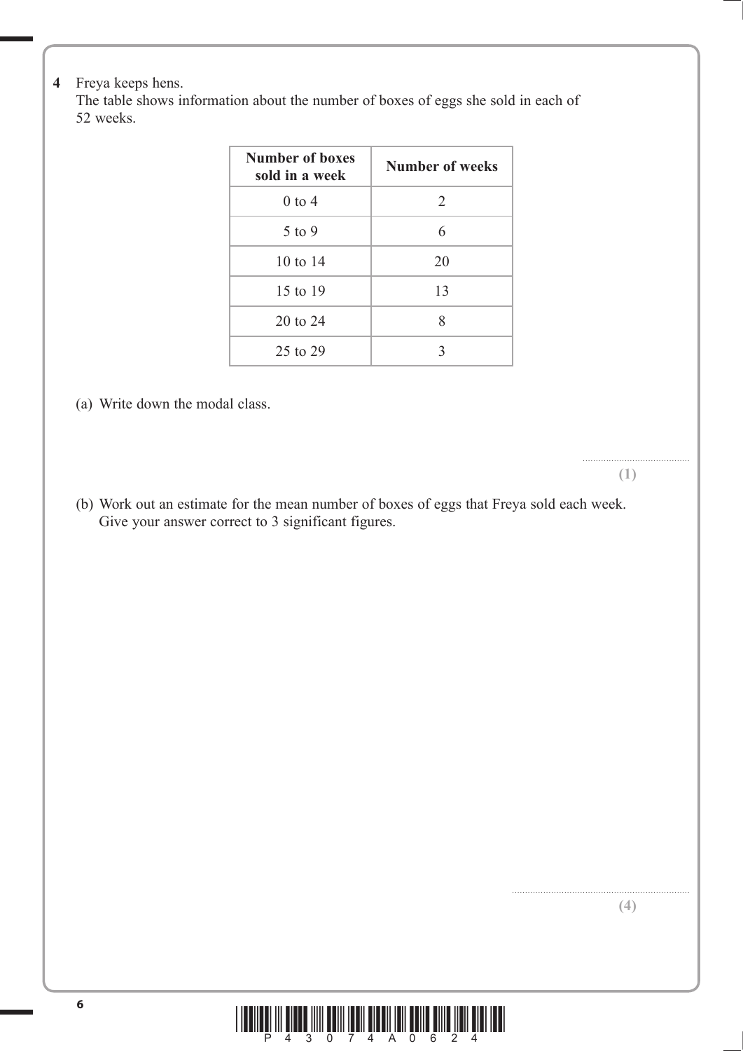**4** Freya keeps hens.
The table shows information about the number of boxes of eggs she sold in each of 52 weeks.

| Number of boxes sold in a week | Number of weeks |
|---|---|
| 0 to 4 | 2 |
| 5 to 9 | 6 |
| 10 to 14 | 20 |
| 15 to 19 | 13 |
| 20 to 24 | 8 |
| 25 to 29 | 3 |

(a) Write down the modal class.

..........................................
**(1)**

(b) Work out an estimate for the mean number of boxes of eggs that Freya sold each week.
Give your answer correct to 3 significant figures.

..........................................
**(4)**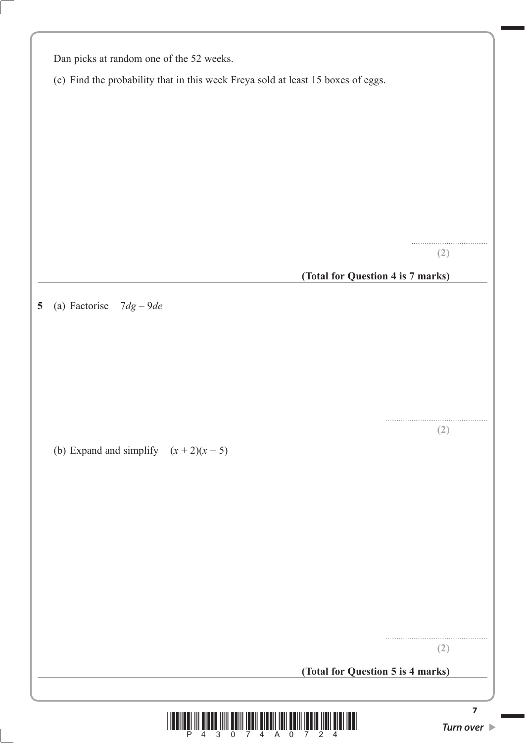Dan picks at random one of the 52 weeks.

(c) Find the probability that in this week Freya sold at least 15 boxes of eggs.

..........................................

**(2)**

**(Total for Question 4 is 7 marks)**

---

**5** (a) Factorise $7dg - 9de$

..........................................

**(2)**

(b) Expand and simplify $(x + 2)(x + 5)$

..........................................

**(2)**

**(Total for Question 5 is 4 marks)**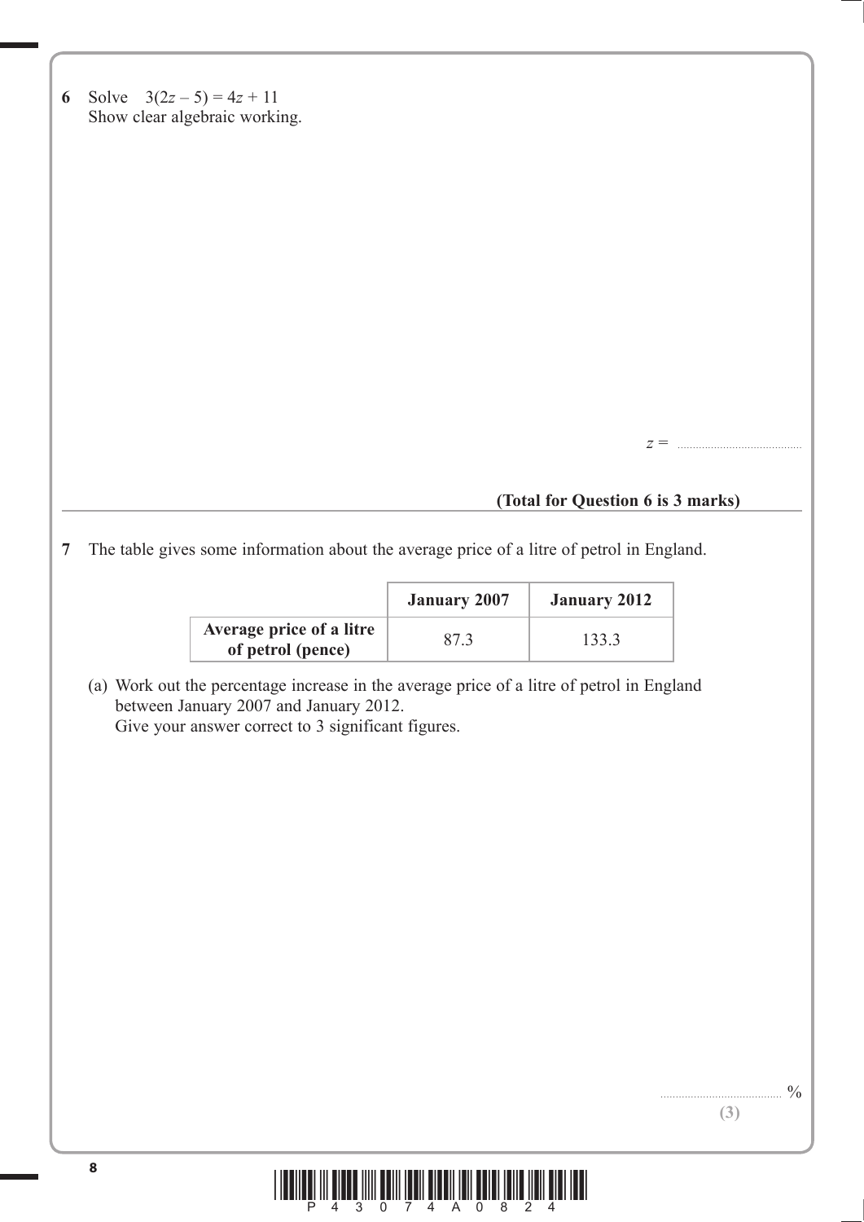**6** Solve $3(2z - 5) = 4z + 11$

Show clear algebraic working.

$z =$ ..........................................

**(Total for Question 6 is 3 marks)**

---

**7** The table gives some information about the average price of a litre of petrol in England.

| | **January 2007** | **January 2012** |
|---|---|---|
| **Average price of a litre of petrol (pence)** | 87.3 | 133.3 |

(a) Work out the percentage increase in the average price of a litre of petrol in England between January 2007 and January 2012.

Give your answer correct to 3 significant figures.

.......................................... %

**(3)**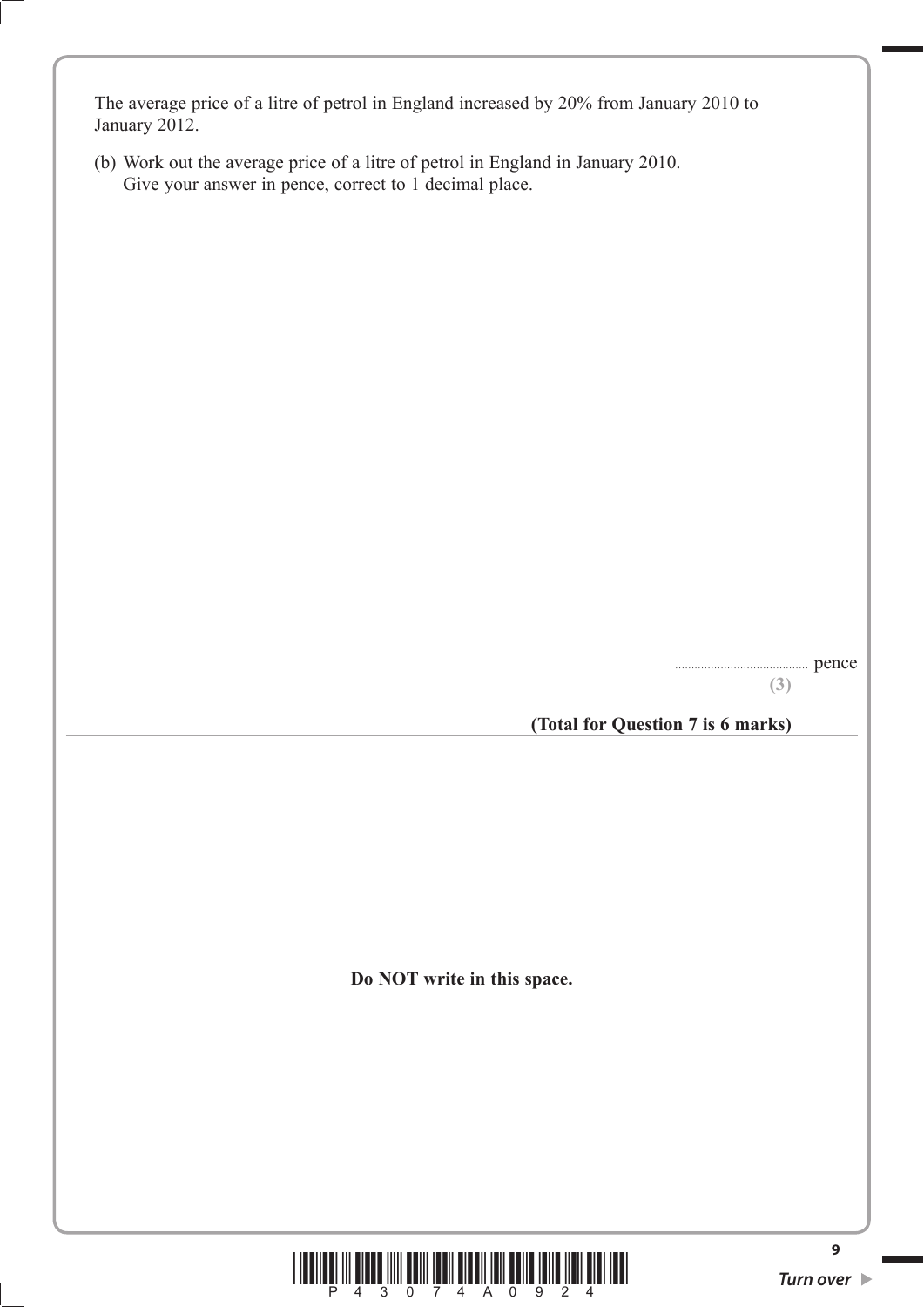The average price of a litre of petrol in England increased by 20% from January 2010 to January 2012.

(b) Work out the average price of a litre of petrol in England in January 2010.
Give your answer in pence, correct to 1 decimal place.

........................................ pence

**(3)**

**(Total for Question 7 is 6 marks)**

---

**Do NOT write in this space.**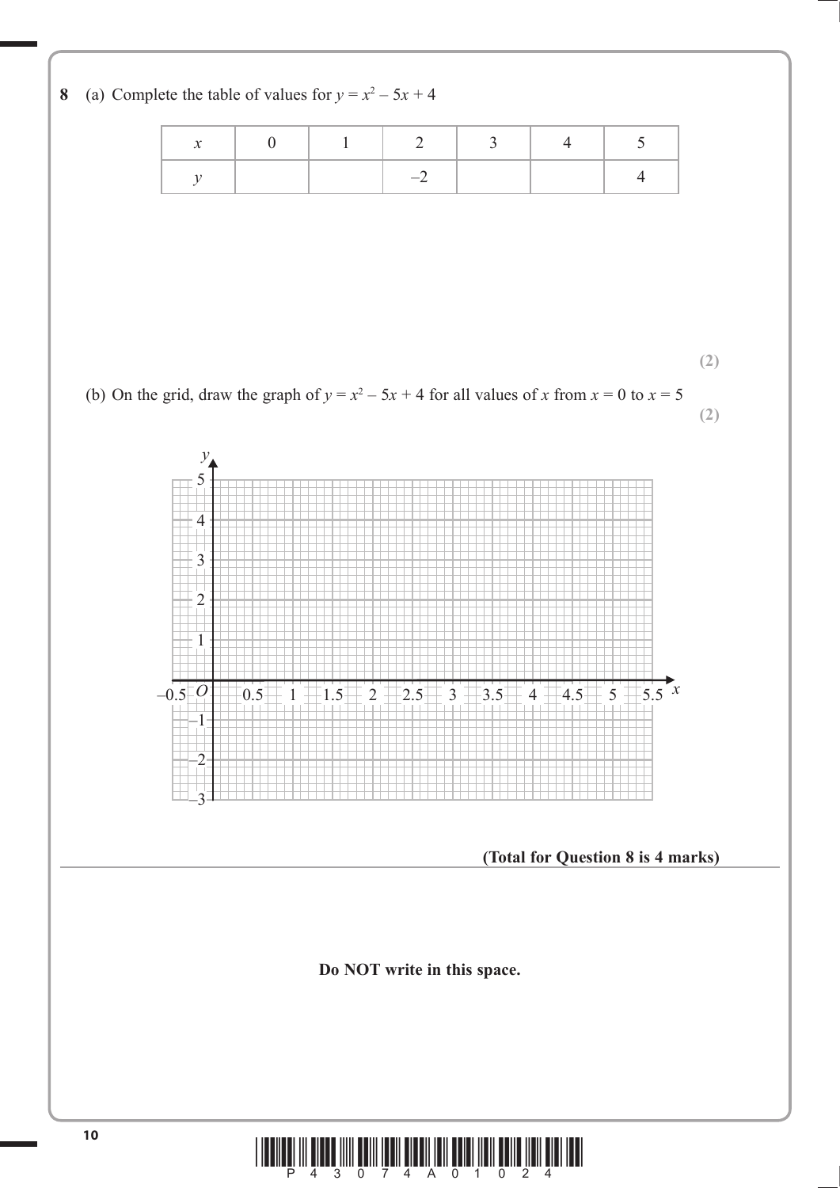**8** (a) Complete the table of values for $y = x^2 - 5x + 4$

| $x$ | 0 | 1 | 2 | 3 | 4 | 5 |
|---|---|---|---|---|---|---|
| $y$ | | | $-2$ | | | 4 |

**(2)**

(b) On the grid, draw the graph of $y = x^2 - 5x + 4$ for all values of $x$ from $x = 0$ to $x = 5$

**(2)**

**(Total for Question 8 is 4 marks)**

**Do NOT write in this space.**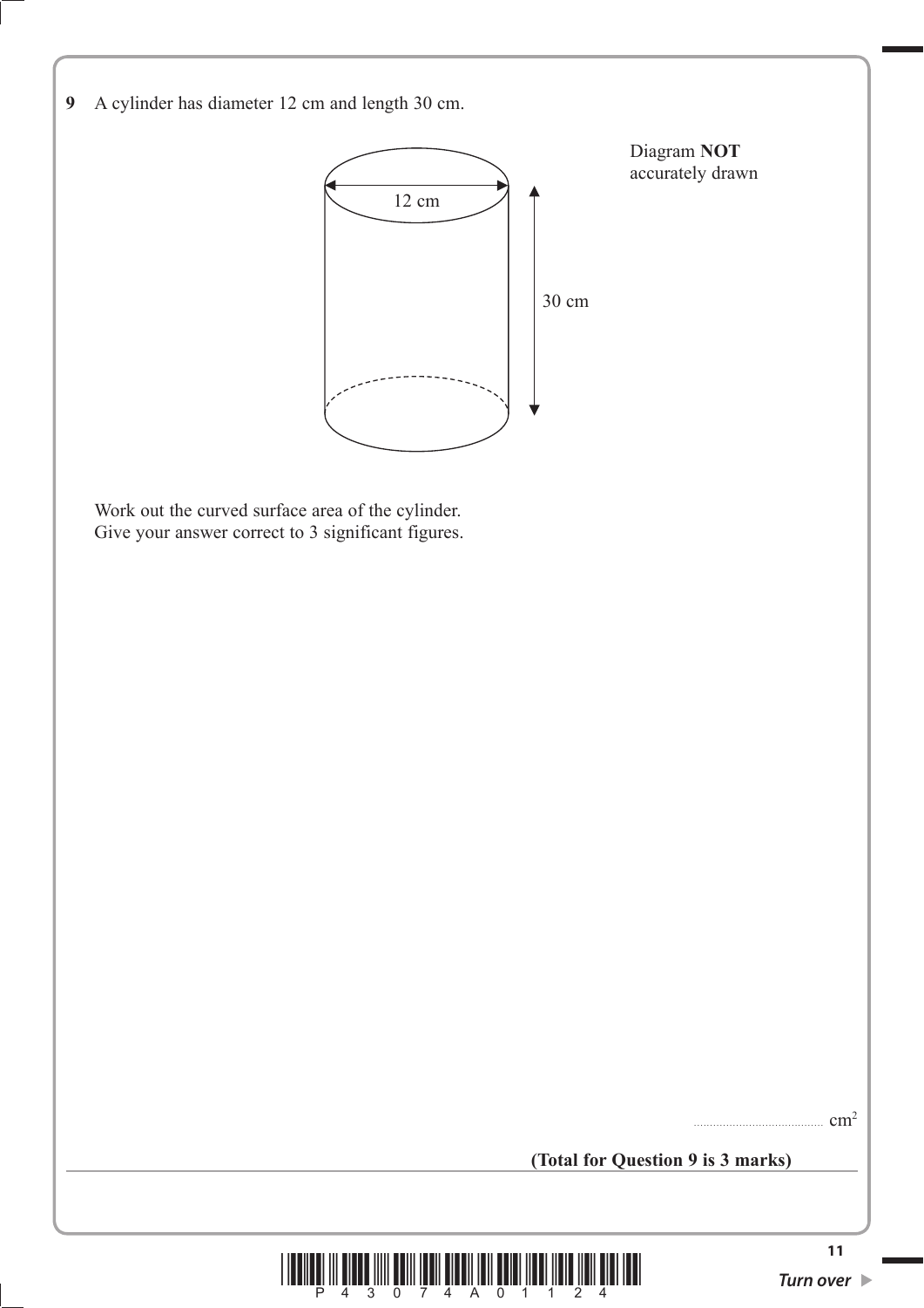**9** A cylinder has diameter 12 cm and length 30 cm.

Diagram **NOT** accurately drawn

12 cm

30 cm

Work out the curved surface area of the cylinder.
Give your answer correct to 3 significant figures.

.......................................... $cm^2$

**(Total for Question 9 is 3 marks)**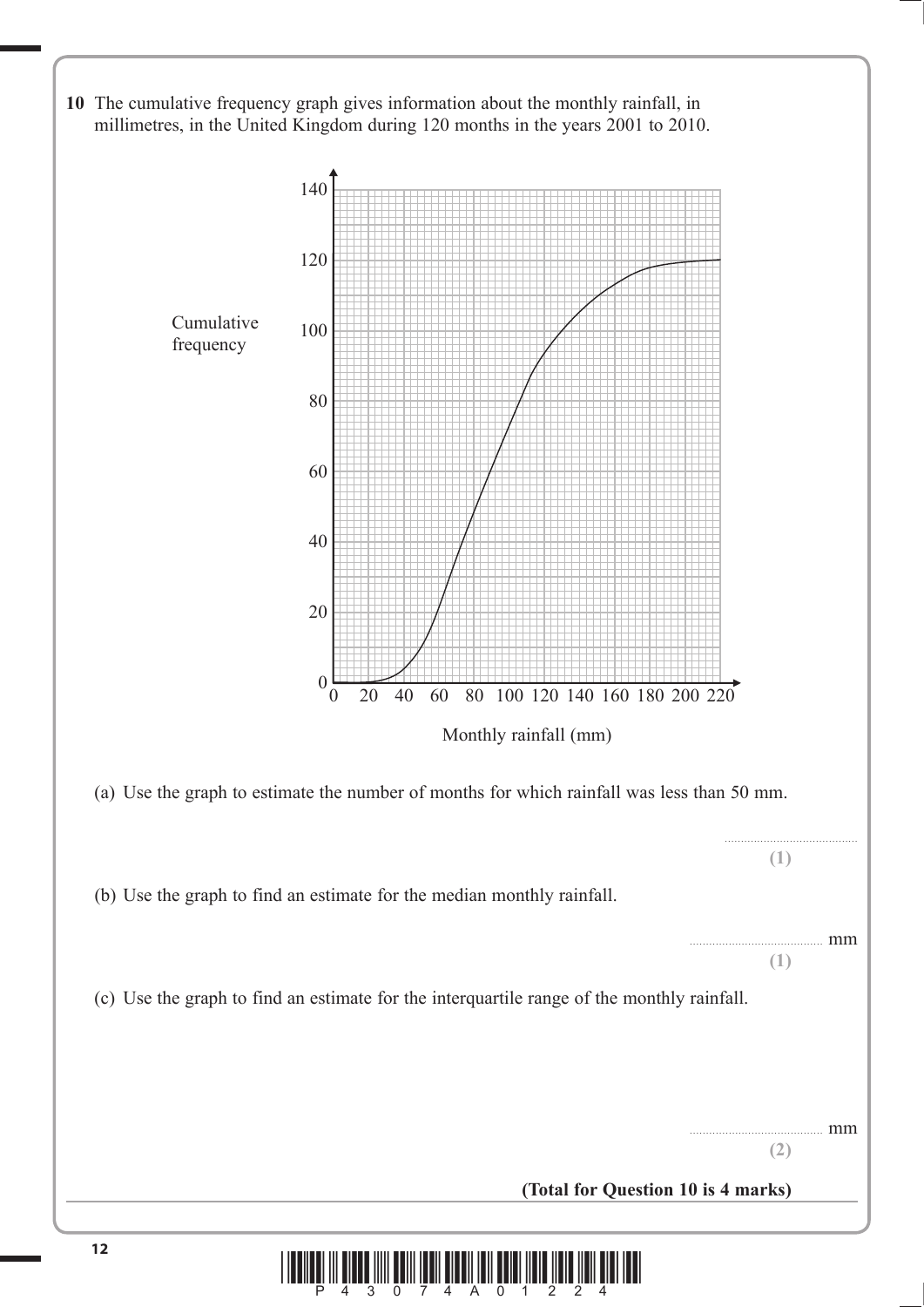**10** The cumulative frequency graph gives information about the monthly rainfall, in millimetres, in the United Kingdom during 120 months in the years 2001 to 2010.

(a) Use the graph to estimate the number of months for which rainfall was less than 50 mm.

..........................................

**(1)**

(b) Use the graph to find an estimate for the median monthly rainfall.

.......................................... mm

**(1)**

(c) Use the graph to find an estimate for the interquartile range of the monthly rainfall.

.......................................... mm

**(2)**

**(Total for Question 10 is 4 marks)**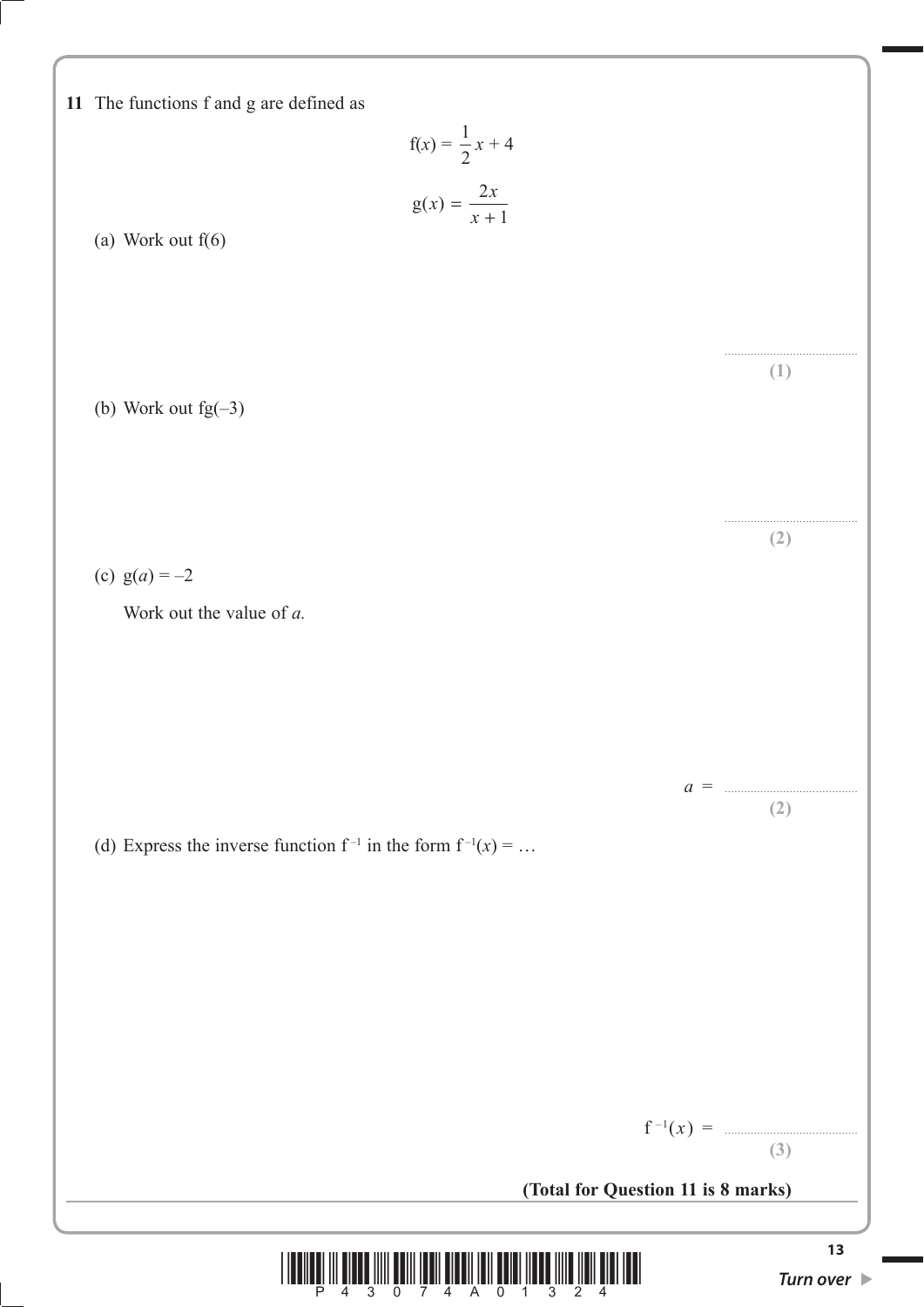**11** The functions f and g are defined as

$$\text{f}(x) = \frac{1}{2}x + 4$$

$$\text{g}(x) = \frac{2x}{x + 1}$$

(a) Work out f(6)

..........................................

**(1)**

(b) Work out fg(–3)

..........................................

**(2)**

(c) g($a$) = –2

Work out the value of $a$.

$a$ = ..........................................

**(2)**

(d) Express the inverse function $\text{f}^{-1}$ in the form $\text{f}^{-1}(x) = \ldots$

$\text{f}^{-1}(x)$ = ..........................................

**(3)**

**(Total for Question 11 is 8 marks)**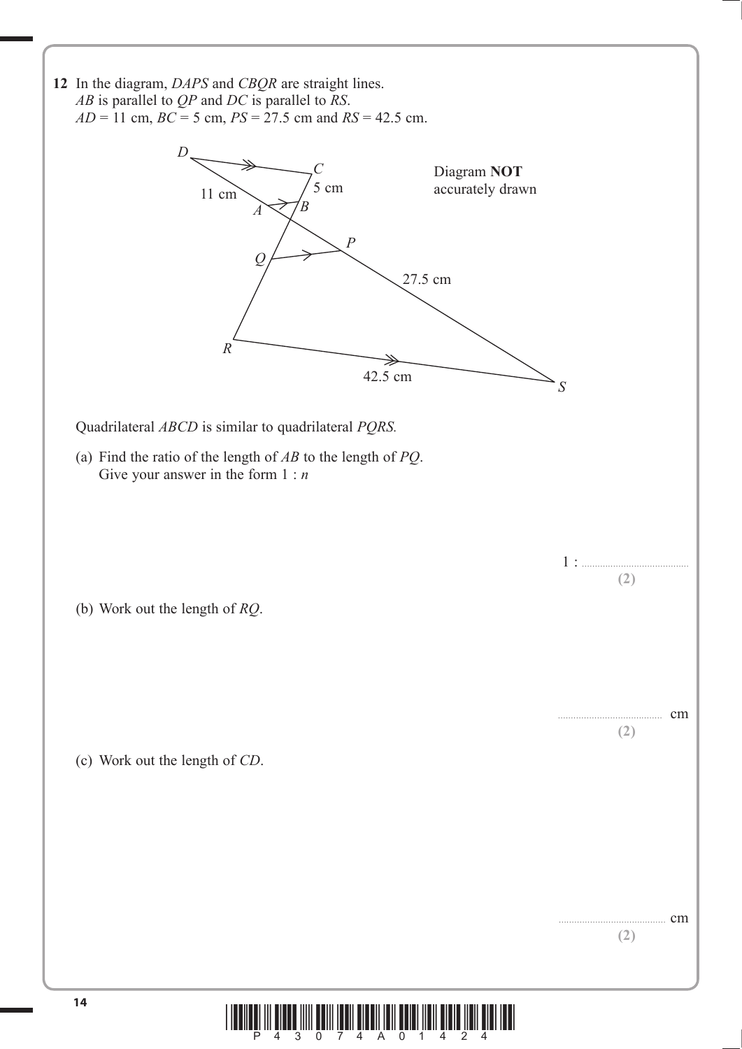**12** In the diagram, *DAPS* and *CBQR* are straight lines.
*AB* is parallel to *QP* and *DC* is parallel to *RS*.
*AD* = 11 cm, *BC* = 5 cm, *PS* = 27.5 cm and *RS* = 42.5 cm.

Diagram **NOT** accurately drawn

Quadrilateral *ABCD* is similar to quadrilateral *PQRS*.

(a) Find the ratio of the length of *AB* to the length of *PQ*.
Give your answer in the form 1 : *n*

1 : ..........................................
**(2)**

(b) Work out the length of *RQ*.

.......................................... cm
**(2)**

(c) Work out the length of *CD*.

.......................................... cm
**(2)**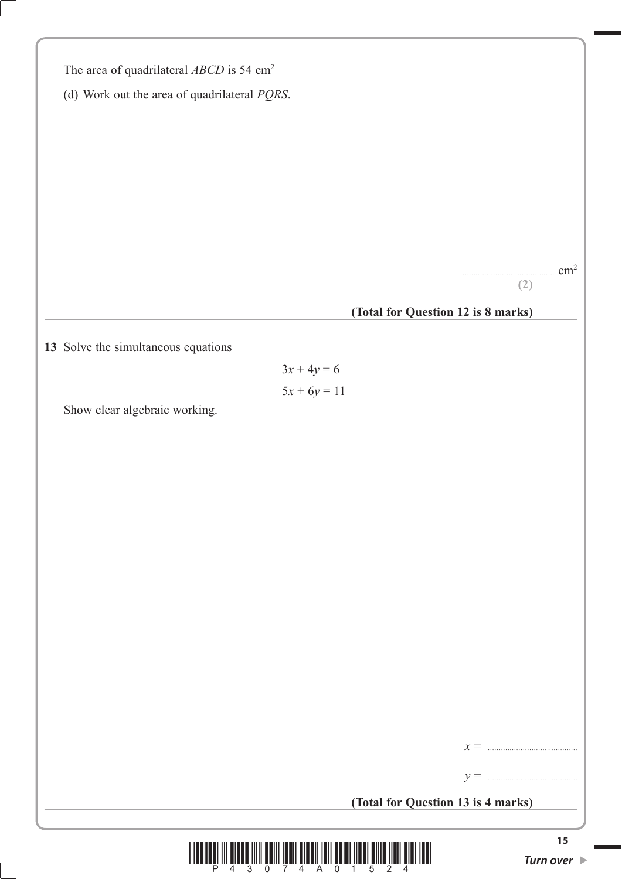The area of quadrilateral $ABCD$ is 54 cm$^2$

(d) Work out the area of quadrilateral $PQRS$.

.......................................... cm$^2$

**(2)**

**(Total for Question 12 is 8 marks)**

---

**13** Solve the simultaneous equations

$$3x + 4y = 6$$

$$5x + 6y = 11$$

Show clear algebraic working.

$x =$ ..........................................

$y =$ ..........................................

**(Total for Question 13 is 4 marks)**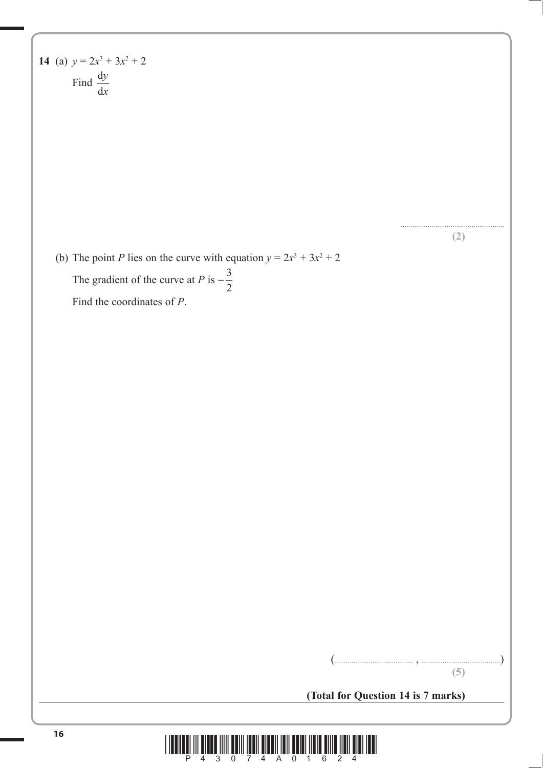**14** (a) $y = 2x^3 + 3x^2 + 2$

Find $\dfrac{\mathrm{d}y}{\mathrm{d}x}$

.......................................................

**(2)**

(b) The point $P$ lies on the curve with equation $y = 2x^3 + 3x^2 + 2$

The gradient of the curve at $P$ is $-\dfrac{3}{2}$

Find the coordinates of $P$.

(.................................... , ....................................)

**(5)**

**(Total for Question 14 is 7 marks)**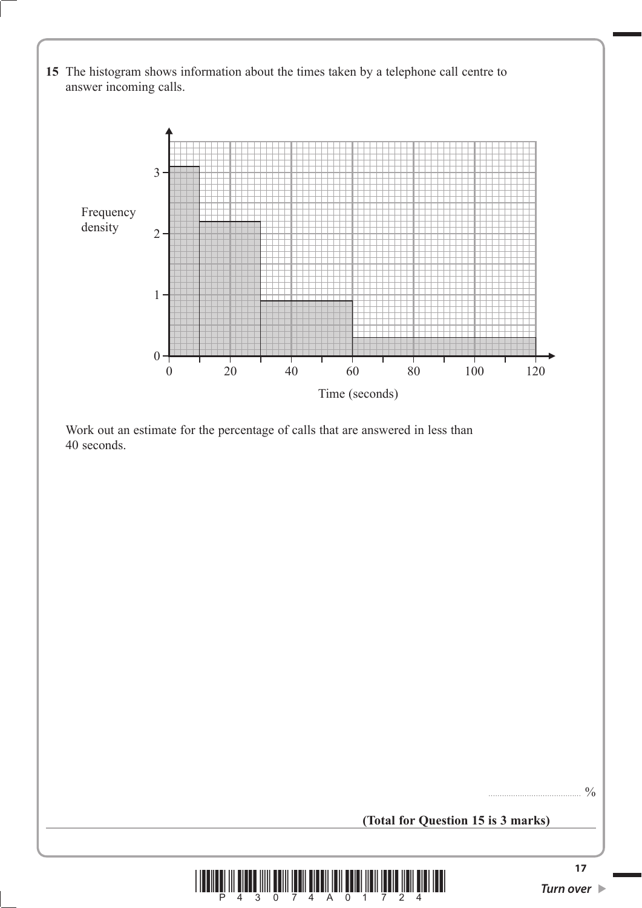**15** The histogram shows information about the times taken by a telephone call centre to answer incoming calls.

Work out an estimate for the percentage of calls that are answered in less than 40 seconds.

.......................................... %

**(Total for Question 15 is 3 marks)**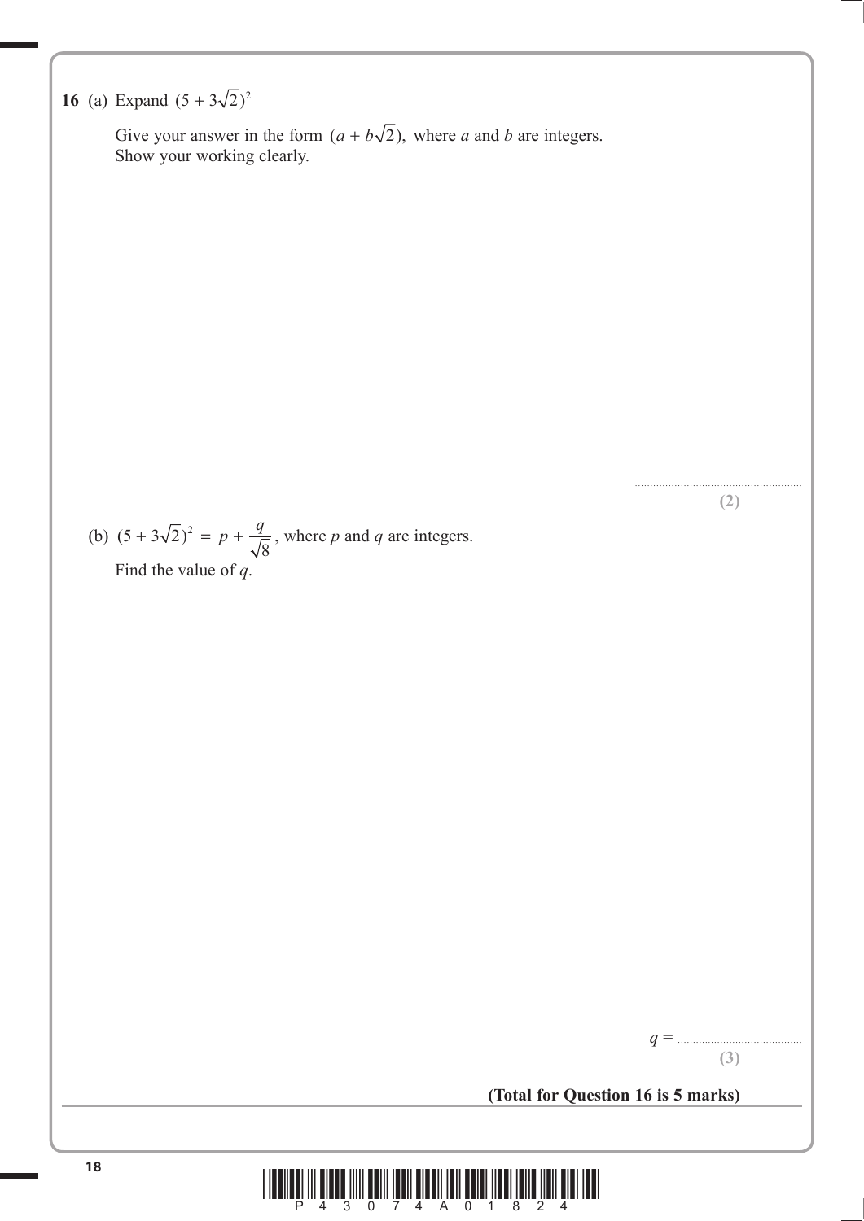**16** (a) Expand $(5 + 3\sqrt{2})^2$

Give your answer in the form $(a + b\sqrt{2})$, where $a$ and $b$ are integers.
Show your working clearly.

..........................................................
**(2)**

(b) $(5 + 3\sqrt{2})^2 = p + \dfrac{q}{\sqrt{8}}$, where $p$ and $q$ are integers.

Find the value of $q$.

$q$ = ..........................................
**(3)**

**(Total for Question 16 is 5 marks)**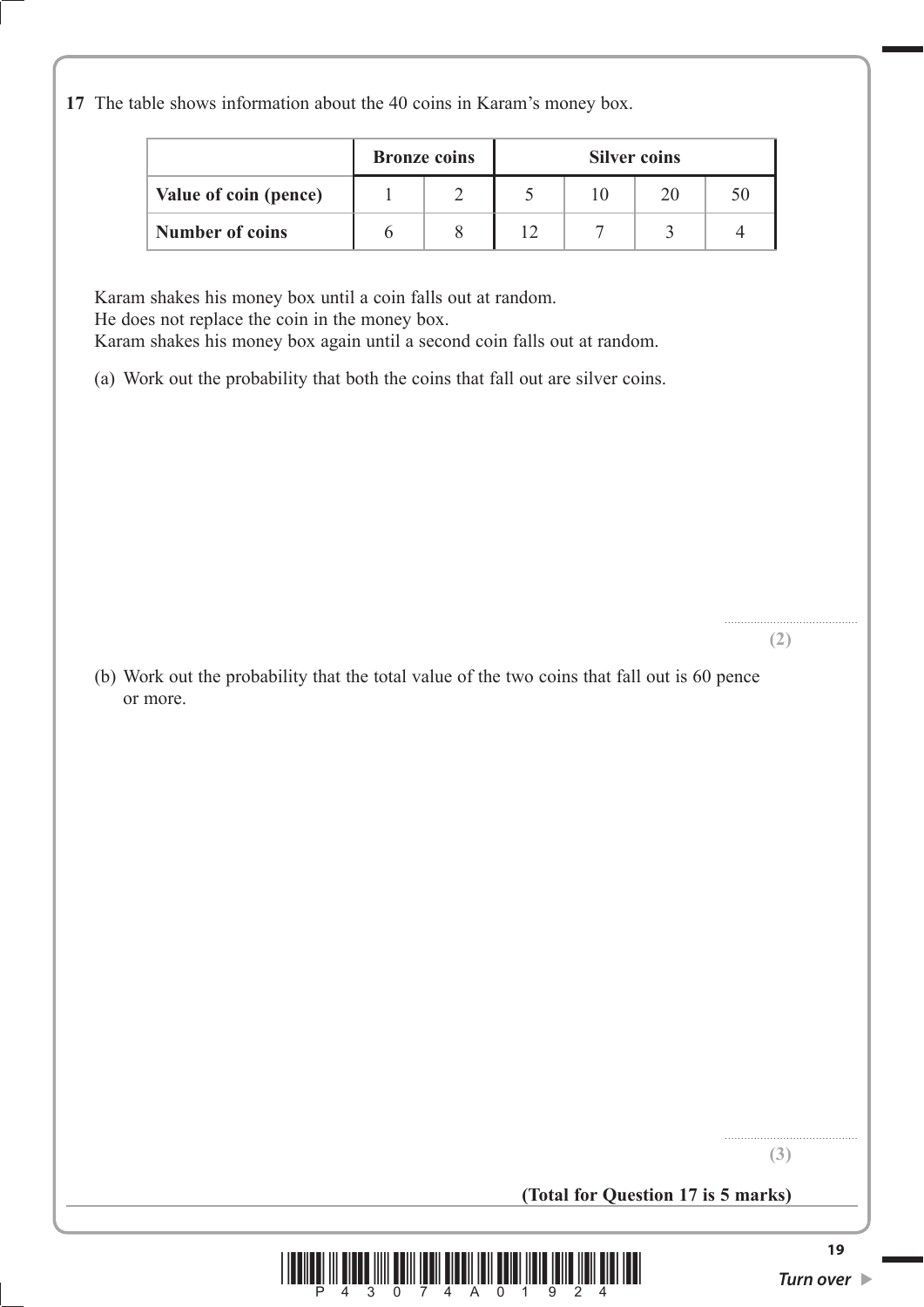**17** The table shows information about the 40 coins in Karam's money box.

| | **Bronze coins** | | **Silver coins** | | | |
|---|---|---|---|---|---|---|
| **Value of coin (pence)** | 1 | 2 | 5 | 10 | 20 | 50 |
| **Number of coins** | 6 | 8 | 12 | 7 | 3 | 4 |

Karam shakes his money box until a coin falls out at random.
He does not replace the coin in the money box.
Karam shakes his money box again until a second coin falls out at random.

(a) Work out the probability that both the coins that fall out are silver coins.

..........................................
**(2)**

(b) Work out the probability that the total value of the two coins that fall out is 60 pence or more.

..........................................
**(3)**

**(Total for Question 17 is 5 marks)**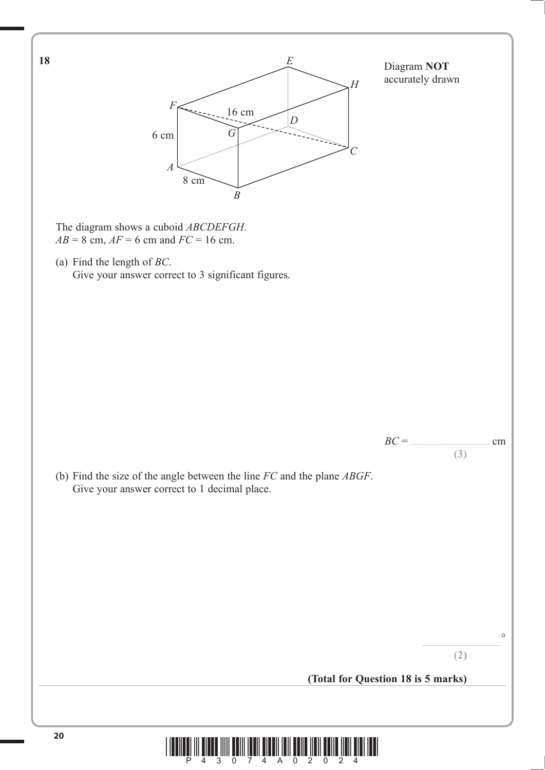**18**

Diagram **NOT** accurately drawn

The diagram shows a cuboid *ABCDEFGH*.
$AB = 8$ cm, $AF = 6$ cm and $FC = 16$ cm.

(a) Find the length of *BC*.
Give your answer correct to 3 significant figures.

*BC* = .......................................... cm
**(3)**

(b) Find the size of the angle between the line *FC* and the plane *ABGF*.
Give your answer correct to 1 decimal place.

..........................................°
**(2)**

**(Total for Question 18 is 5 marks)**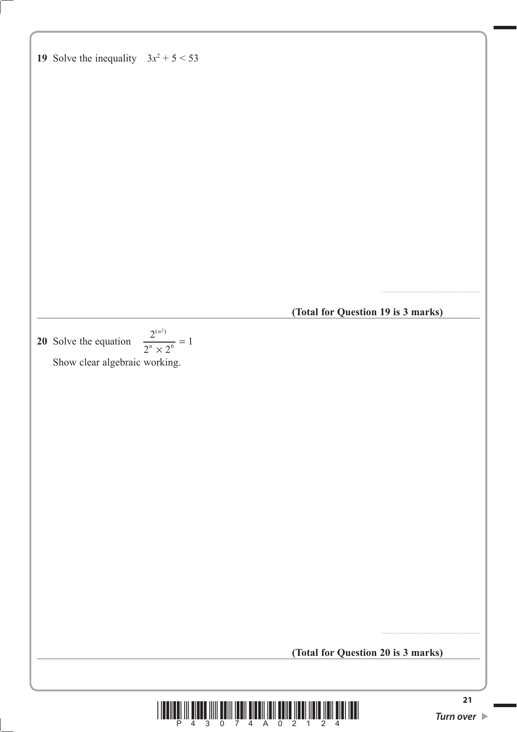**19** Solve the inequality $3x^2 + 5 < 53$

..........................................................

**(Total for Question 19 is 3 marks)**

---

**20** Solve the equation $\dfrac{2^{(n^2)}}{2^n \times 2^6} = 1$

Show clear algebraic working.

..........................................................

**(Total for Question 20 is 3 marks)**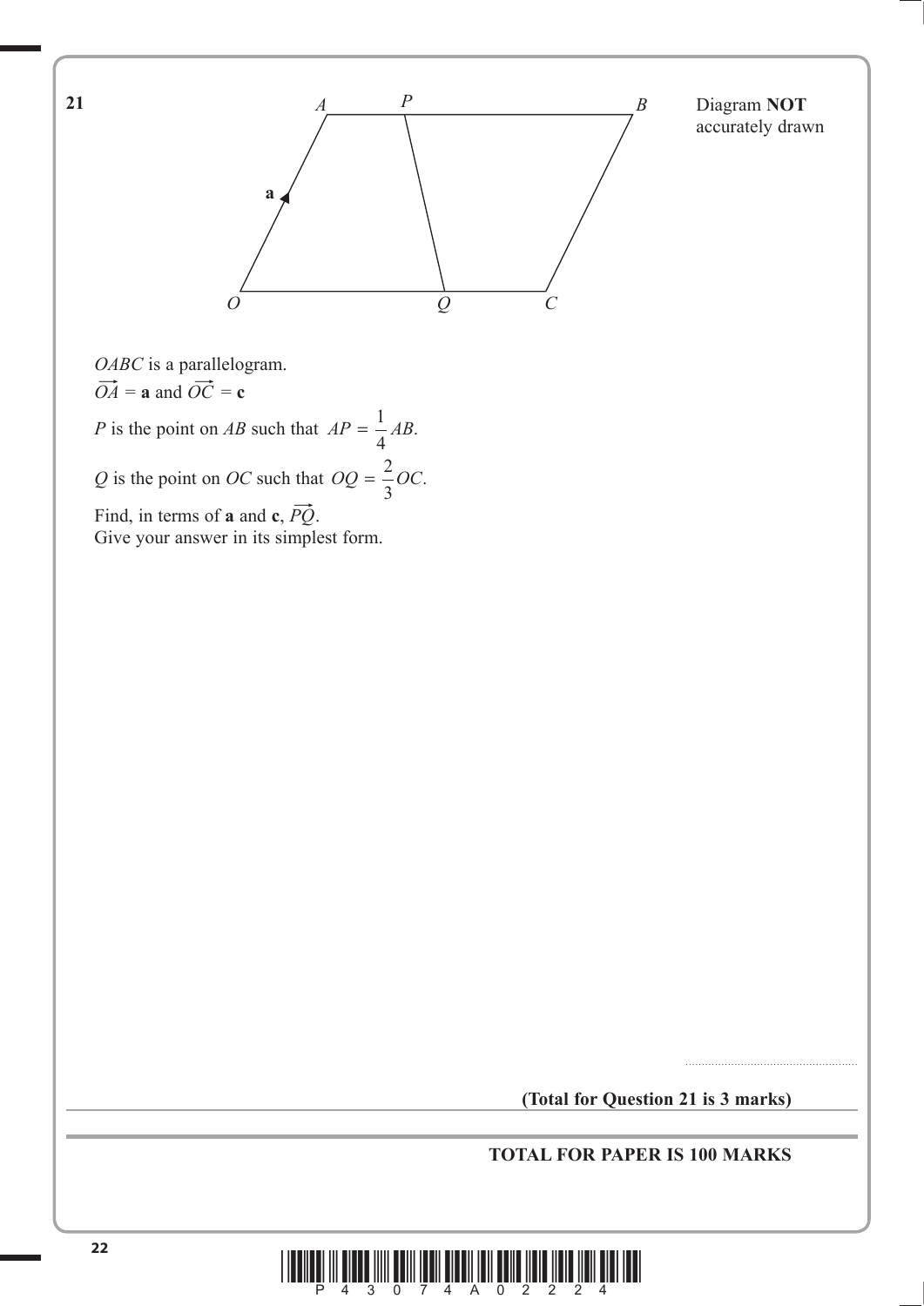**21**

Diagram **NOT** accurately drawn

*OABC* is a parallelogram.

$\overrightarrow{OA} = \mathbf{a}$ and $\overrightarrow{OC} = \mathbf{c}$

*P* is the point on *AB* such that $AP = \frac{1}{4}AB$.

*Q* is the point on *OC* such that $OQ = \frac{2}{3}OC$.

Find, in terms of **a** and **c**, $\overrightarrow{PQ}$.
Give your answer in its simplest form.

..................................................

**(Total for Question 21 is 3 marks)**

**TOTAL FOR PAPER IS 100 MARKS**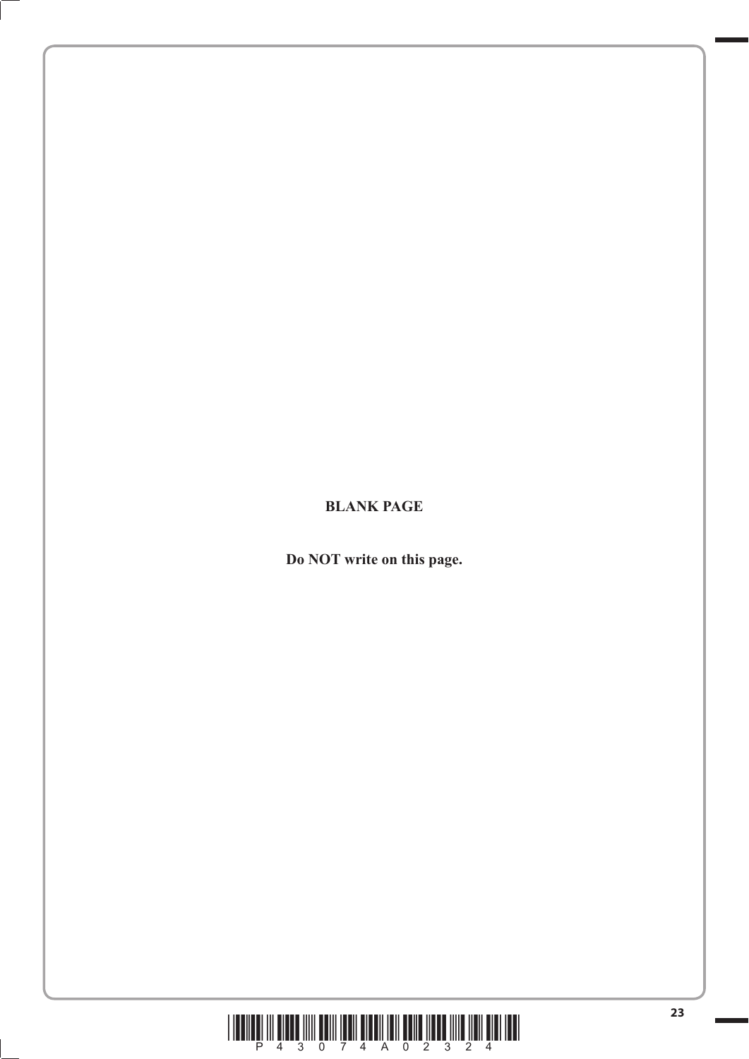**BLANK PAGE**

**Do NOT write on this page.**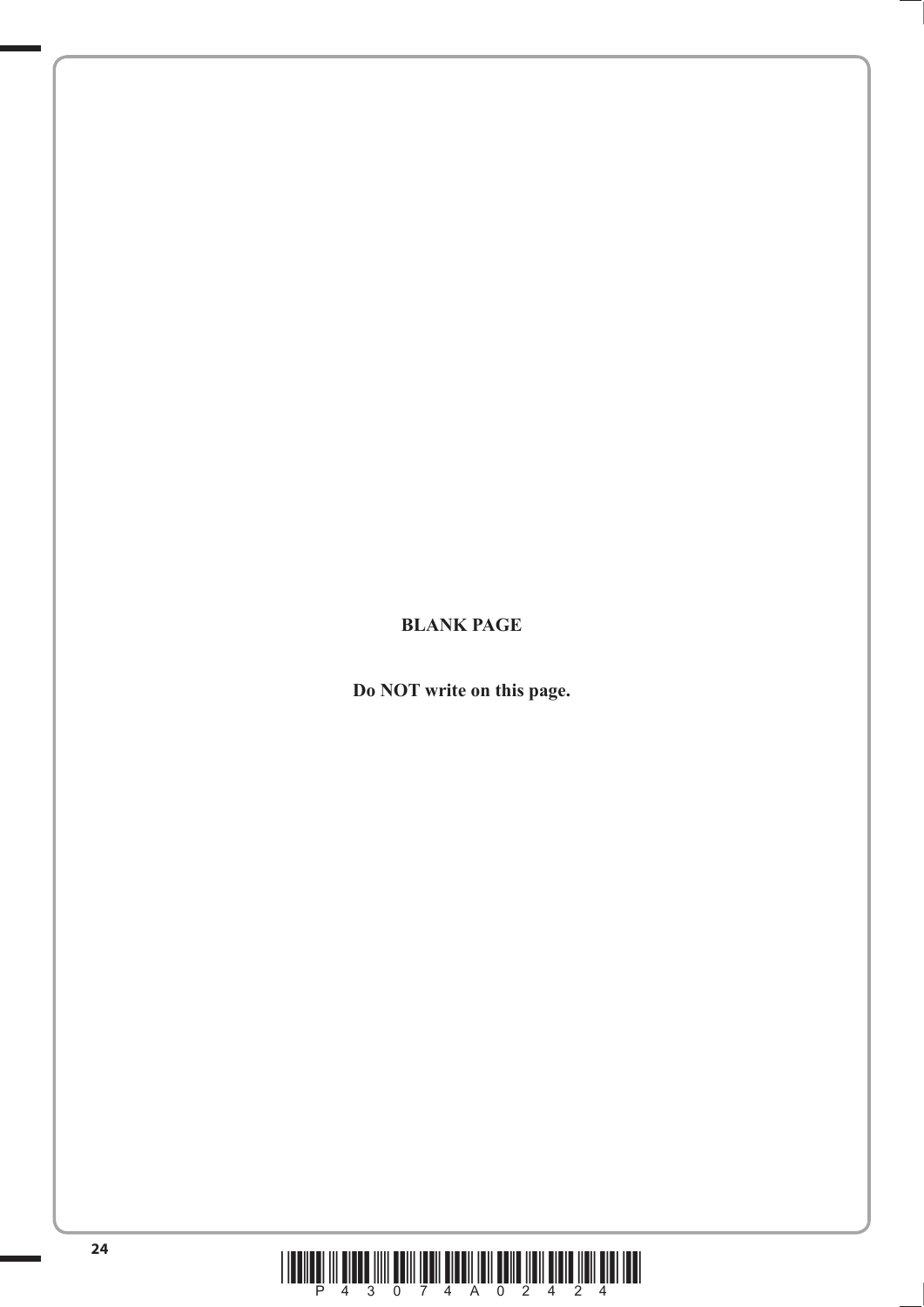**BLANK PAGE**

**Do NOT write on this page.**